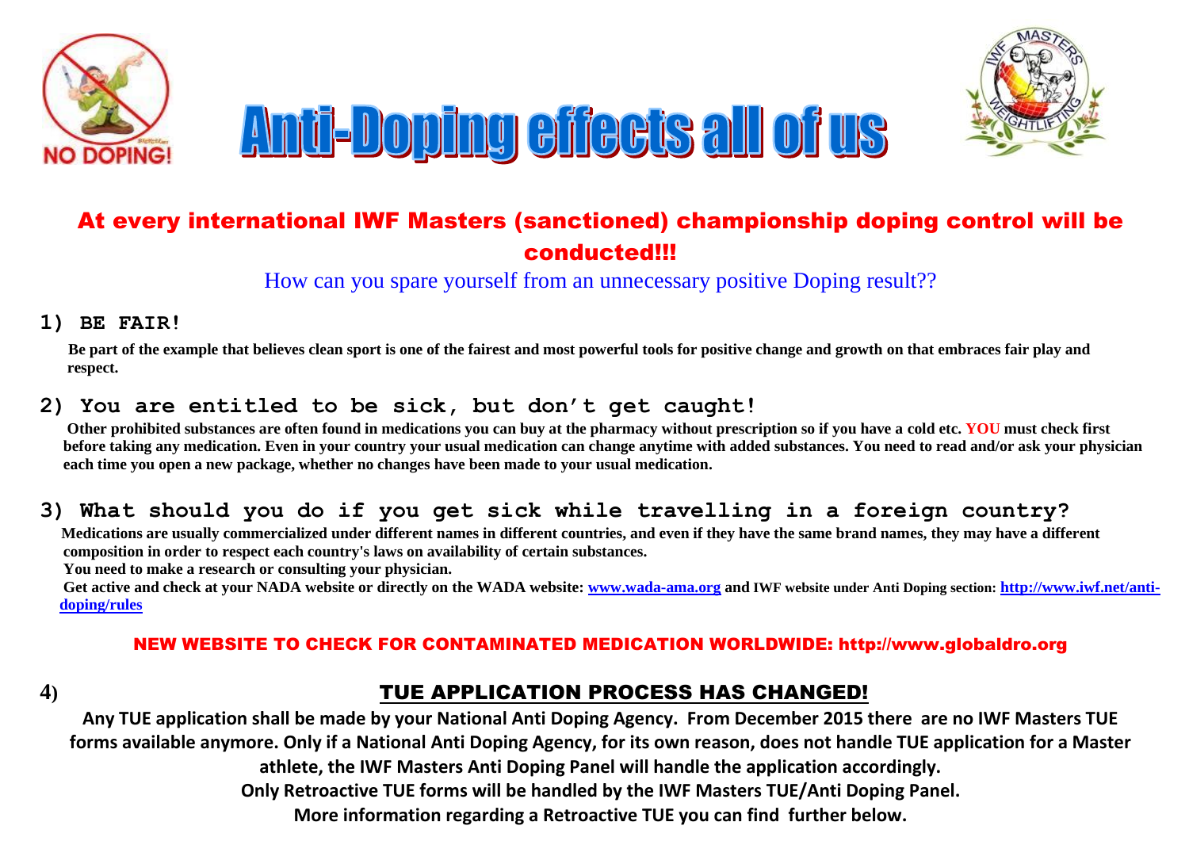# Anti-Doping effects all of us

## At every international IWF Masters (sanctioned) championship doping control will be conducted!!!

How can you spare yourself from an unnecessary positive Doping result??

### 1) BE FAIR!

**Be part of the example that believes clean sport is one of the fairest and most powerful tools for positive change and growth on that embraces fair play and respect.**

### 2) You are entitled to be sick, but don't get caught!

**Other prohibited substances are often found in medications you can buy at the pharmacy without prescription so if you have a cold etc. YOU must check first before taking any medication. Even in your country your usual medication can change anytime with added substances. You need to read and/or ask your physician each time you open a new package, whether no changes have been made to your usual medication.**

### 3) What should you do if you get sick while travelling in a foreign country?

**Medications are usually commercialized under different names in different countries, and even if they have the same brand names, they may have a different composition in order to respect each country's laws on availability of certain substances.**

**You need to make a research or consulting your physician.**

**Get active and check at your NADA website or directly on the WADA website: [www.wada-ama.org](http://www.wada-ama.org) and IWF website under Anti Doping section: [http://www.iwf.net/anti-doping/rules](http://www.iwf.net/anti-doping/rules)**

**NEW WEBSITE TO CHECK FOR CONTAMINATED MEDICATION WORLDWIDE: http://www.globaldro.org**

### 4) TUE APPLICATION PROCESS HAS CHANGED!

**Any TUE application shall be made by your National Anti Doping Agency. From December 2015 there are no IWF Masters TUE forms available anymore. Only if a National Anti Doping Agency, for its own reason, does not handle TUE application for a Master athlete, the IWF Masters Anti Doping Panel will handle the application accordingly.**

**Only Retroactive TUE forms will be handled by the IWF Masters TUE/Anti Doping Panel.**

**More information regarding a Retroactive TUE you can find further below.**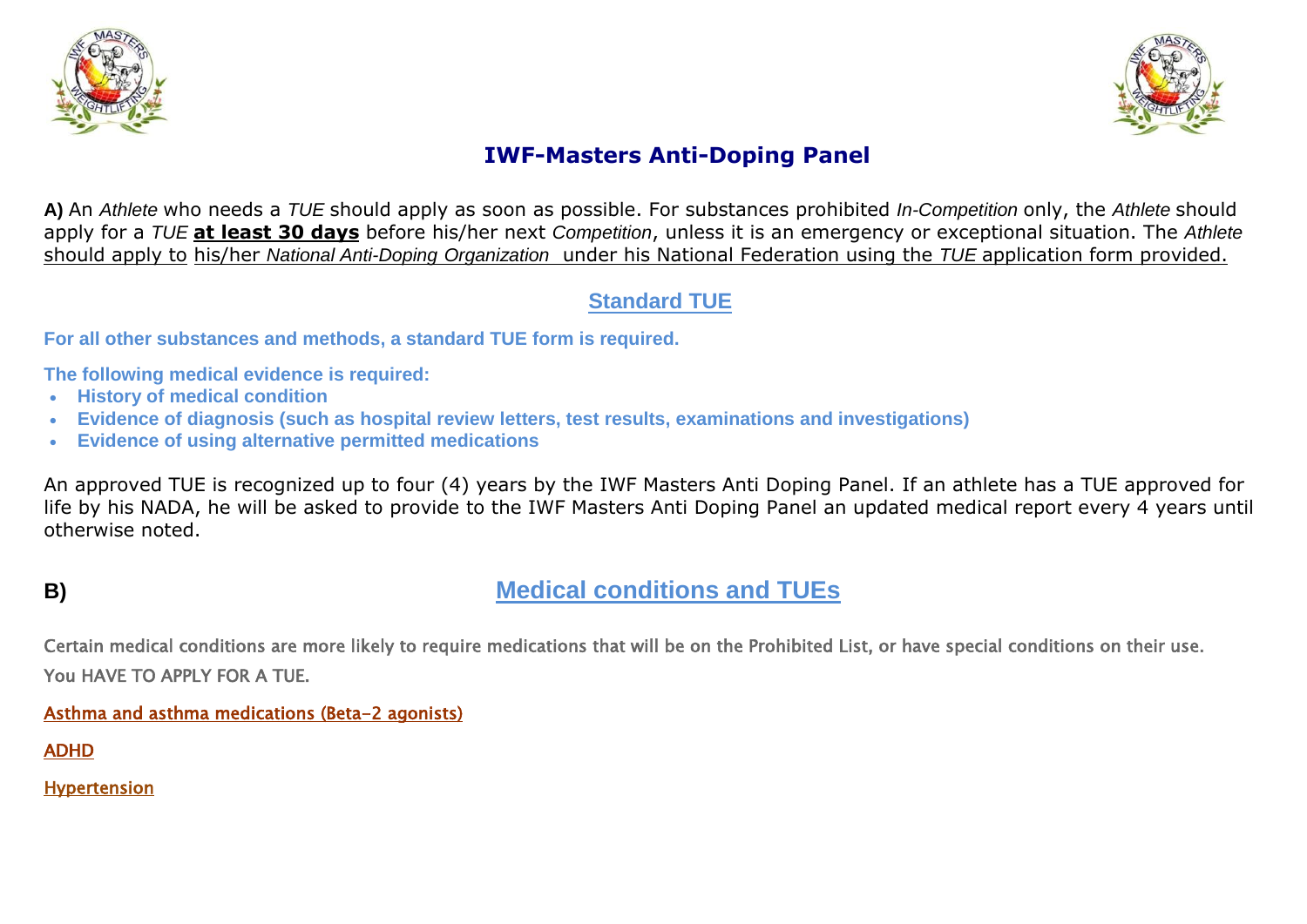# IWF-Masters Anti-Doping Panel

**A)** An *Athlete* who needs a *TUE* should apply as soon as possible. For substances prohibited *In-Competition* only, the *Athlete* should apply for a *TUE* **at least 30 days** before his/her next *Competition*, unless it is an emergency or exceptional situation. The *Athlete* should apply to his/her *National Anti-Doping Organization* under his National Federation using the *TUE* application form provided.

## Standard TUE

**For all other substances and methods, a standard TUE form is required.**

**The following medical evidence is required:**

- **History of medical condition**
- **Evidence of diagnosis (such as hospital review letters, test results, examinations and investigations)**
- **Evidence of using alternative permitted medications**

An approved TUE is recognized up to four (4) years by the IWF Masters Anti Doping Panel. If an athlete has a TUE approved for life by his NADA, he will be asked to provide to the IWF Masters Anti Doping Panel an updated medical report every 4 years until otherwise noted.

**B)**

## Medical conditions and TUEs

Certain medical conditions are more likely to require medications that will be on the Prohibited List, or have special conditions on their use.

You HAVE TO APPLY FOR A TUE.

Asthma and asthma medications (Beta-2 agonists)

ADHD

Hypertension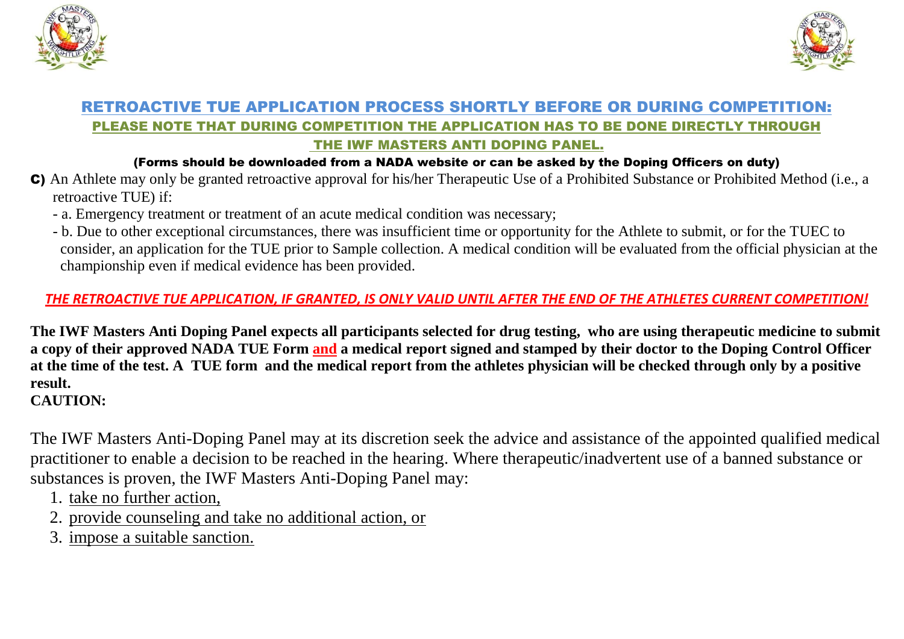## RETROACTIVE TUE APPLICATION PROCESS SHORTLY BEFORE OR DURING COMPETITION:

### PLEASE NOTE THAT DURING COMPETITION THE APPLICATION HAS TO BE DONE DIRECTLY THROUGH THE IWF MASTERS ANTI DOPING PANEL.

**(Forms should be downloaded from a NADA website or can be asked by the Doping Officers on duty)**

**C)** An Athlete may only be granted retroactive approval for his/her Therapeutic Use of a Prohibited Substance or Prohibited Method (i.e., a retroactive TUE) if:

- a. Emergency treatment or treatment of an acute medical condition was necessary;
- b. Due to other exceptional circumstances, there was insufficient time or opportunity for the Athlete to submit, or for the TUEC to consider, an application for the TUE prior to Sample collection. A medical condition will be evaluated from the official physician at the championship even if medical evidence has been provided.

***THE RETROACTIVE TUE APPLICATION, IF GRANTED, IS ONLY VALID UNTIL AFTER THE END OF THE ATHLETES CURRENT COMPETITION!***

**The IWF Masters Anti Doping Panel expects all participants selected for drug testing, who are using therapeutic medicine to submit a copy of their approved NADA TUE Form and a medical report signed and stamped by their doctor to the Doping Control Officer at the time of the test. A TUE form and the medical report from the athletes physician will be checked through only by a positive result.**

**CAUTION:**

The IWF Masters Anti-Doping Panel may at its discretion seek the advice and assistance of the appointed qualified medical practitioner to enable a decision to be reached in the hearing. Where therapeutic/inadvertent use of a banned substance or substances is proven, the IWF Masters Anti-Doping Panel may:

1. take no further action,
2. provide counseling and take no additional action, or
3. impose a suitable sanction.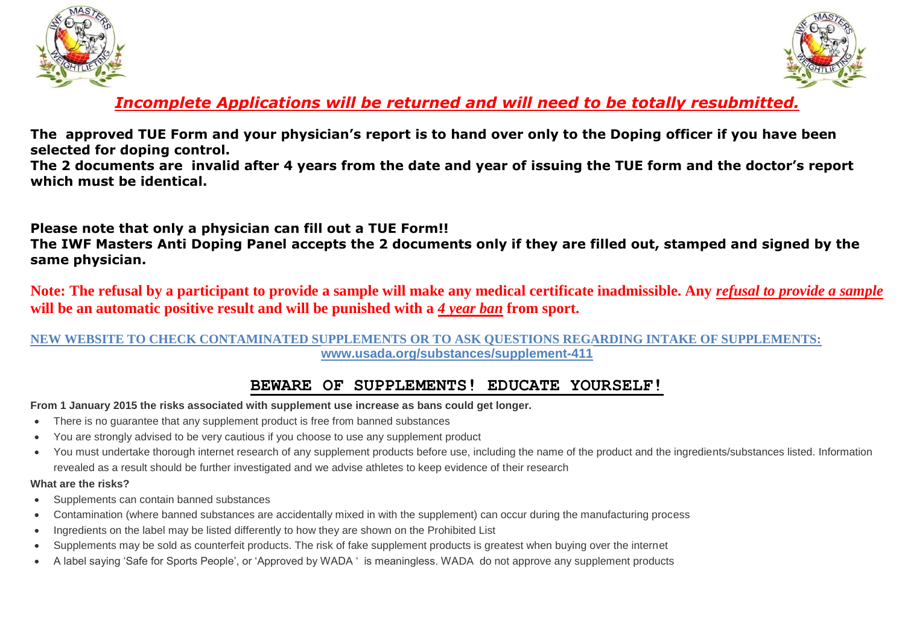***Incomplete Applications will be returned and will need to be totally resubmitted.***

**The approved TUE Form and your physician's report is to hand over only to the Doping officer if you have been selected for doping control.**
**The 2 documents are invalid after 4 years from the date and year of issuing the TUE form and the doctor's report which must be identical.**

**Please note that only a physician can fill out a TUE Form!!**
**The IWF Masters Anti Doping Panel accepts the 2 documents only if they are filled out, stamped and signed by the same physician.**

**Note: The refusal by a participant to provide a sample will make any medical certificate inadmissible. Any *refusal to provide a sample* will be an automatic positive result and will be punished with a *4 year ban* from sport.**

**NEW WEBSITE TO CHECK CONTAMINATED SUPPLEMENTS OR TO ASK QUESTIONS REGARDING INTAKE OF SUPPLEMENTS:**
**www.usada.org/substances/supplement-411**

## BEWARE OF SUPPLEMENTS! EDUCATE YOURSELF!

**From 1 January 2015 the risks associated with supplement use increase as bans could get longer.**

- There is no guarantee that any supplement product is free from banned substances
- You are strongly advised to be very cautious if you choose to use any supplement product
- You must undertake thorough internet research of any supplement products before use, including the name of the product and the ingredients/substances listed. Information revealed as a result should be further investigated and we advise athletes to keep evidence of their research

**What are the risks?**

- Supplements can contain banned substances
- Contamination (where banned substances are accidentally mixed in with the supplement) can occur during the manufacturing process
- Ingredients on the label may be listed differently to how they are shown on the Prohibited List
- Supplements may be sold as counterfeit products. The risk of fake supplement products is greatest when buying over the internet
- A label saying 'Safe for Sports People', or 'Approved by WADA ' is meaningless. WADA do not approve any supplement products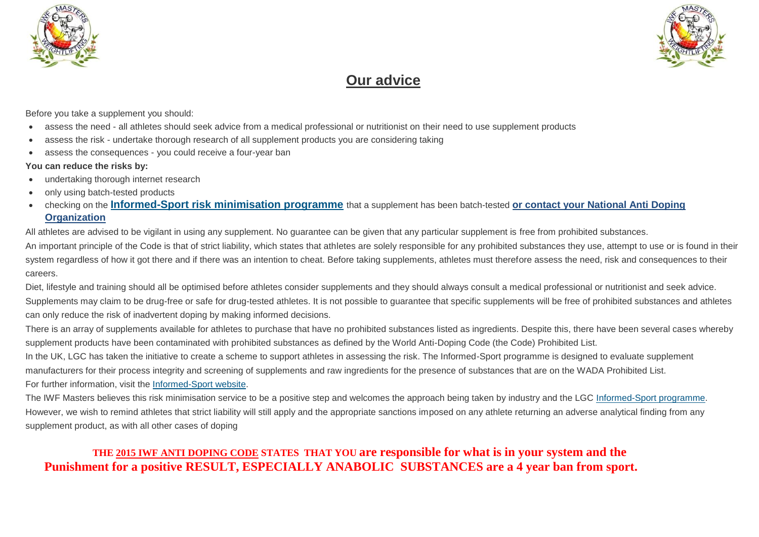## Our advice

Before you take a supplement you should:

- assess the need - all athletes should seek advice from a medical professional or nutritionist on their need to use supplement products
- assess the risk - undertake thorough research of all supplement products you are considering taking
- assess the consequences - you could receive a four-year ban

**You can reduce the risks by:**

- undertaking thorough internet research
- only using batch-tested products
- checking on the **Informed-Sport risk minimisation programme** that a supplement has been batch-tested **or contact your National Anti Doping Organization**

All athletes are advised to be vigilant in using any supplement. No guarantee can be given that any particular supplement is free from prohibited substances.

An important principle of the Code is that of strict liability, which states that athletes are solely responsible for any prohibited substances they use, attempt to use or is found in their system regardless of how it got there and if there was an intention to cheat. Before taking supplements, athletes must therefore assess the need, risk and consequences to their careers.

Diet, lifestyle and training should all be optimised before athletes consider supplements and they should always consult a medical professional or nutritionist and seek advice.

Supplements may claim to be drug-free or safe for drug-tested athletes. It is not possible to guarantee that specific supplements will be free of prohibited substances and athletes can only reduce the risk of inadvertent doping by making informed decisions.

There is an array of supplements available for athletes to purchase that have no prohibited substances listed as ingredients. Despite this, there have been several cases whereby supplement products have been contaminated with prohibited substances as defined by the World Anti-Doping Code (the Code) Prohibited List.

In the UK, LGC has taken the initiative to create a scheme to support athletes in assessing the risk. The Informed-Sport programme is designed to evaluate supplement manufacturers for their process integrity and screening of supplements and raw ingredients for the presence of substances that are on the WADA Prohibited List.

For further information, visit the Informed-Sport website.

The IWF Masters believes this risk minimisation service to be a positive step and welcomes the approach being taken by industry and the LGC Informed-Sport programme. However, we wish to remind athletes that strict liability will still apply and the appropriate sanctions imposed on any athlete returning an adverse analytical finding from any supplement product, as with all other cases of doping

**THE 2015 IWF ANTI DOPING CODE STATES THAT YOU are responsible for what is in your system and the Punishment for a positive RESULT, ESPECIALLY ANABOLIC SUBSTANCES are a 4 year ban from sport.**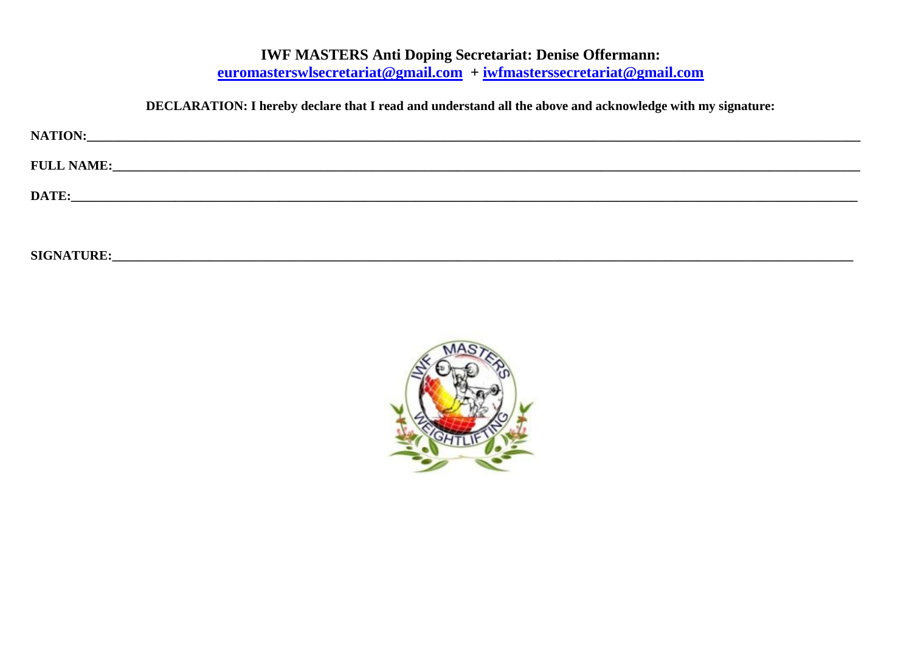**IWF MASTERS Anti Doping Secretariat: Denise Offermann:**
**euromasterswlsecretariat@gmail.com + iwfmasterssecretariat@gmail.com**

**DECLARATION: I hereby declare that I read and understand all the above and acknowledge with my signature:**

**NATION:**________________________________________________________________________________

**FULL NAME:**_____________________________________________________________________________

**DATE:**__________________________________________________________________________________

**SIGNATURE:**_____________________________________________________________________________